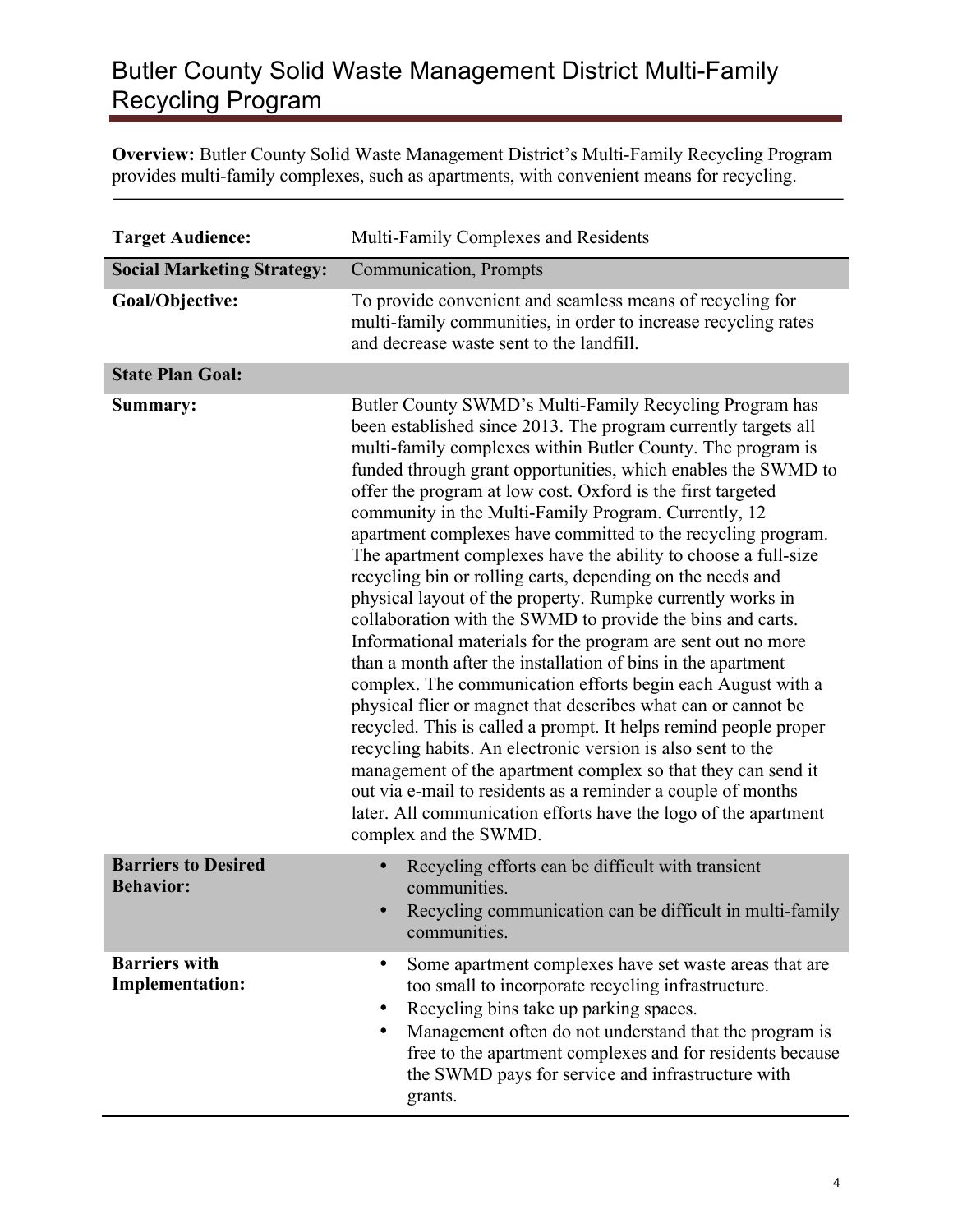# Butler County Solid Waste Management District Multi-Family Recycling Program

**Overview:** Butler County Solid Waste Management District's Multi-Family Recycling Program provides multi-family complexes, such as apartments, with convenient means for recycling.

| | |
|---|---|
| **Target Audience:** | Multi-Family Complexes and Residents |
| **Social Marketing Strategy:** | Communication, Prompts |
| **Goal/Objective:** | To provide convenient and seamless means of recycling for multi-family communities, in order to increase recycling rates and decrease waste sent to the landfill. |
| **State Plan Goal:** | |
| **Summary:** | Butler County SWMD's Multi-Family Recycling Program has been established since 2013. The program currently targets all multi-family complexes within Butler County. The program is funded through grant opportunities, which enables the SWMD to offer the program at low cost. Oxford is the first targeted community in the Multi-Family Program. Currently, 12 apartment complexes have committed to the recycling program. The apartment complexes have the ability to choose a full-size recycling bin or rolling carts, depending on the needs and physical layout of the property. Rumpke currently works in collaboration with the SWMD to provide the bins and carts. Informational materials for the program are sent out no more than a month after the installation of bins in the apartment complex. The communication efforts begin each August with a physical flier or magnet that describes what can or cannot be recycled. This is called a prompt. It helps remind people proper recycling habits. An electronic version is also sent to the management of the apartment complex so that they can send it out via e-mail to residents as a reminder a couple of months later. All communication efforts have the logo of the apartment complex and the SWMD. |
| **Barriers to Desired Behavior:** | • Recycling efforts can be difficult with transient communities.<br>• Recycling communication can be difficult in multi-family communities. |
| **Barriers with Implementation:** | • Some apartment complexes have set waste areas that are too small to incorporate recycling infrastructure.<br>• Recycling bins take up parking spaces.<br>• Management often do not understand that the program is free to the apartment complexes and for residents because the SWMD pays for service and infrastructure with grants. |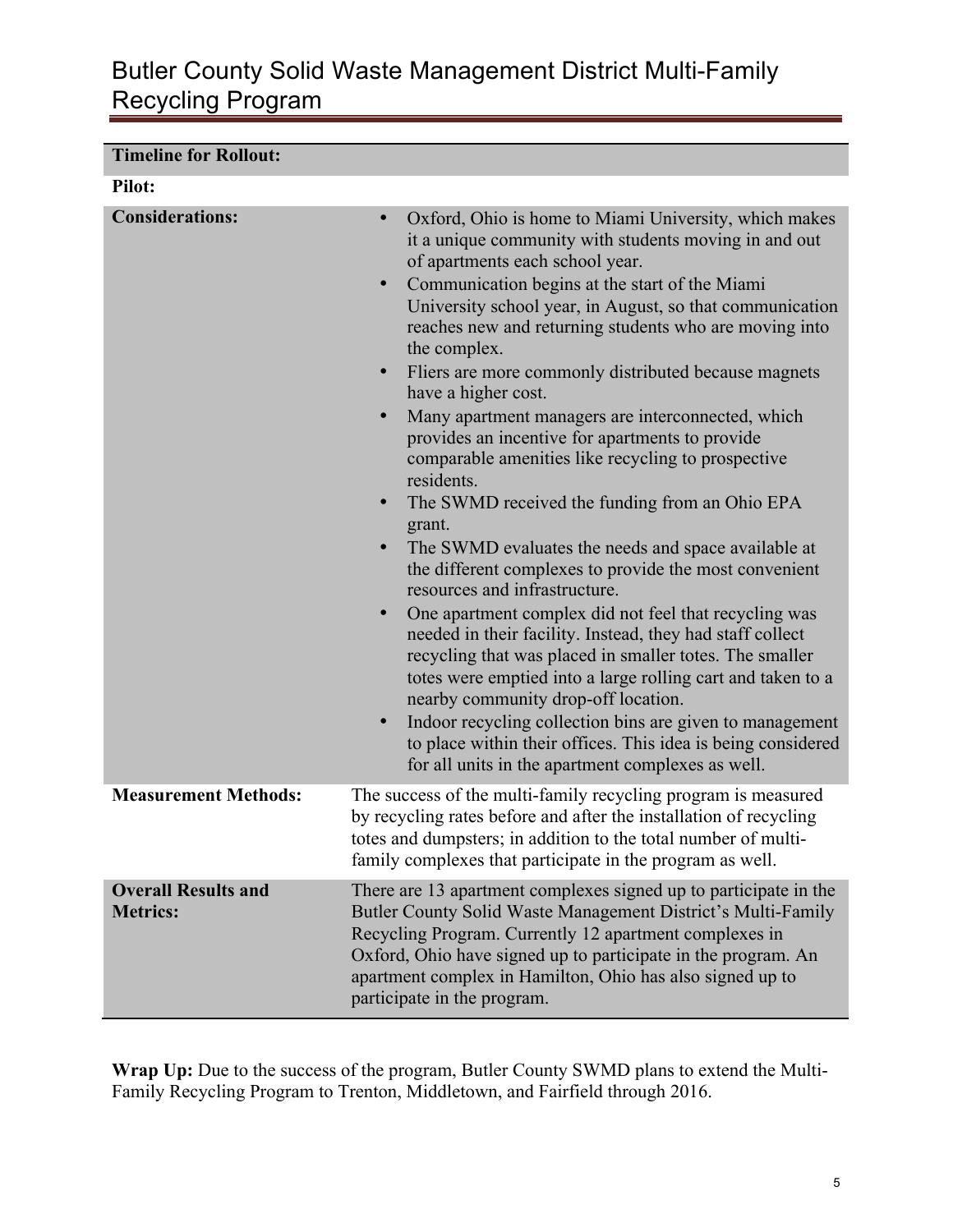| Timeline for Rollout: | |
|---|---|
| **Pilot:** | |
| **Considerations:** | • Oxford, Ohio is home to Miami University, which makes it a unique community with students moving in and out of apartments each school year.<br>• Communication begins at the start of the Miami University school year, in August, so that communication reaches new and returning students who are moving into the complex.<br>• Fliers are more commonly distributed because magnets have a higher cost.<br>• Many apartment managers are interconnected, which provides an incentive for apartments to provide comparable amenities like recycling to prospective residents.<br>• The SWMD received the funding from an Ohio EPA grant.<br>• The SWMD evaluates the needs and space available at the different complexes to provide the most convenient resources and infrastructure.<br>• One apartment complex did not feel that recycling was needed in their facility. Instead, they had staff collect recycling that was placed in smaller totes. The smaller totes were emptied into a large rolling cart and taken to a nearby community drop-off location.<br>• Indoor recycling collection bins are given to management to place within their offices. This idea is being considered for all units in the apartment complexes as well. |
| **Measurement Methods:** | The success of the multi-family recycling program is measured by recycling rates before and after the installation of recycling totes and dumpsters; in addition to the total number of multi-family complexes that participate in the program as well. |
| **Overall Results and Metrics:** | There are 13 apartment complexes signed up to participate in the Butler County Solid Waste Management District's Multi-Family Recycling Program. Currently 12 apartment complexes in Oxford, Ohio have signed up to participate in the program. An apartment complex in Hamilton, Ohio has also signed up to participate in the program. |

**Wrap Up:** Due to the success of the program, Butler County SWMD plans to extend the Multi-Family Recycling Program to Trenton, Middletown, and Fairfield through 2016.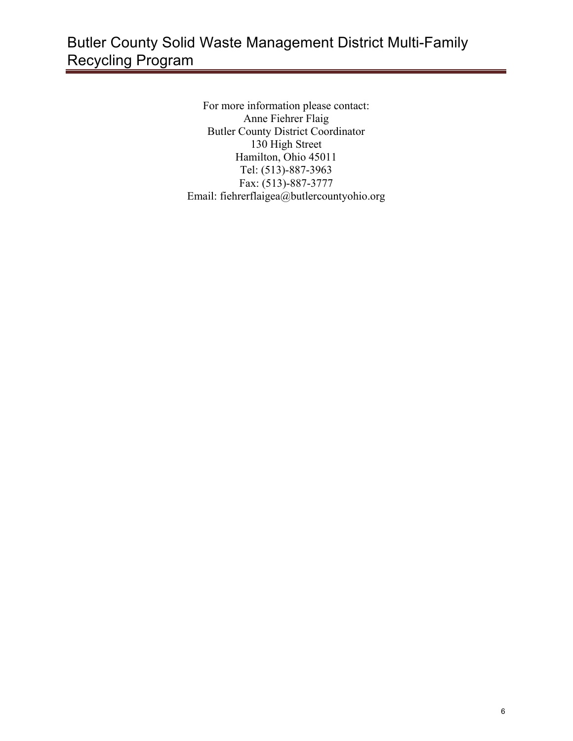For more information please contact:
Anne Fiehrer Flaig
Butler County District Coordinator
130 High Street
Hamilton, Ohio 45011
Tel: (513)-887-3963
Fax: (513)-887-3777
Email: fiehrerflaigea@butlercountyohio.org